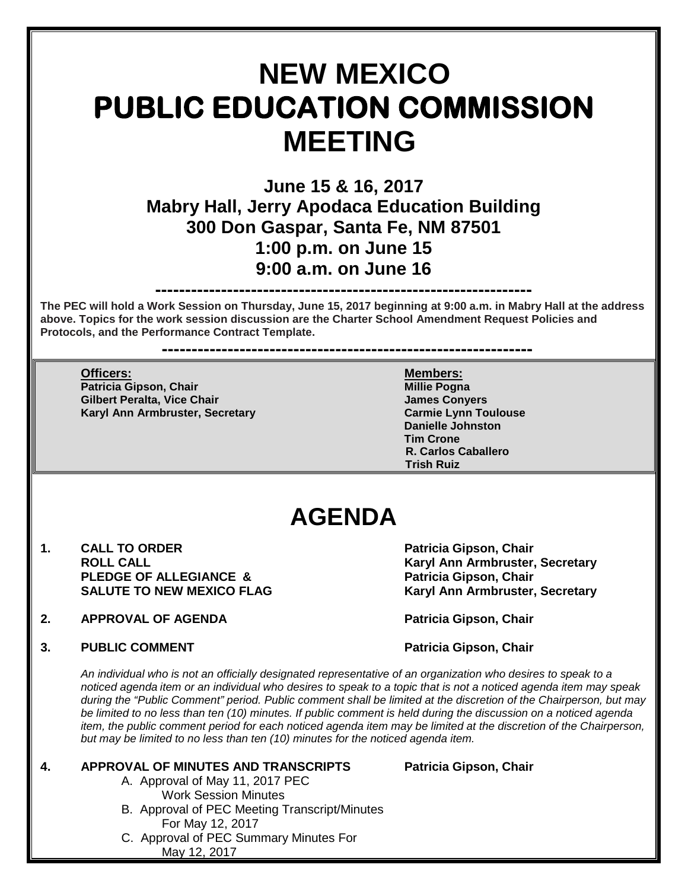# NEW MEXICO
# PUBLIC EDUCATION COMMISSION
# MEETING

## June 15 & 16, 2017
## Mabry Hall, Jerry Apodaca Education Building
## 300 Don Gaspar, Santa Fe, NM 87501
## 1:00 p.m. on June 15
## 9:00 a.m. on June 16

---

**The PEC will hold a Work Session on Thursday, June 15, 2017 beginning at 9:00 a.m. in Mabry Hall at the address above. Topics for the work session discussion are the Charter School Amendment Request Policies and Protocols, and the Performance Contract Template.**

---

**Officers:**
**Patricia Gipson, Chair**
**Gilbert Peralta, Vice Chair**
**Karyl Ann Armbruster, Secretary**

**Members:**
**Millie Pogna**
**James Conyers**
**Carmie Lynn Toulouse**
**Danielle Johnston**
**Tim Crone**
**R. Carlos Caballero**
**Trish Ruiz**

# AGENDA

**1. CALL TO ORDER** — **Patricia Gipson, Chair**
**ROLL CALL** — **Karyl Ann Armbruster, Secretary**
**PLEDGE OF ALLEGIANCE &** — **Patricia Gipson, Chair**
**SALUTE TO NEW MEXICO FLAG** — **Karyl Ann Armbruster, Secretary**

**2. APPROVAL OF AGENDA** — **Patricia Gipson, Chair**

**3. PUBLIC COMMENT** — **Patricia Gipson, Chair**

*An individual who is not an officially designated representative of an organization who desires to speak to a noticed agenda item or an individual who desires to speak to a topic that is not a noticed agenda item may speak during the "Public Comment" period. Public comment shall be limited at the discretion of the Chairperson, but may be limited to no less than ten (10) minutes. If public comment is held during the discussion on a noticed agenda item, the public comment period for each noticed agenda item may be limited at the discretion of the Chairperson, but may be limited to no less than ten (10) minutes for the noticed agenda item.*

**4. APPROVAL OF MINUTES AND TRANSCRIPTS** — **Patricia Gipson, Chair**

A. Approval of May 11, 2017 PEC Work Session Minutes
B. Approval of PEC Meeting Transcript/Minutes For May 12, 2017
C. Approval of PEC Summary Minutes For May 12, 2017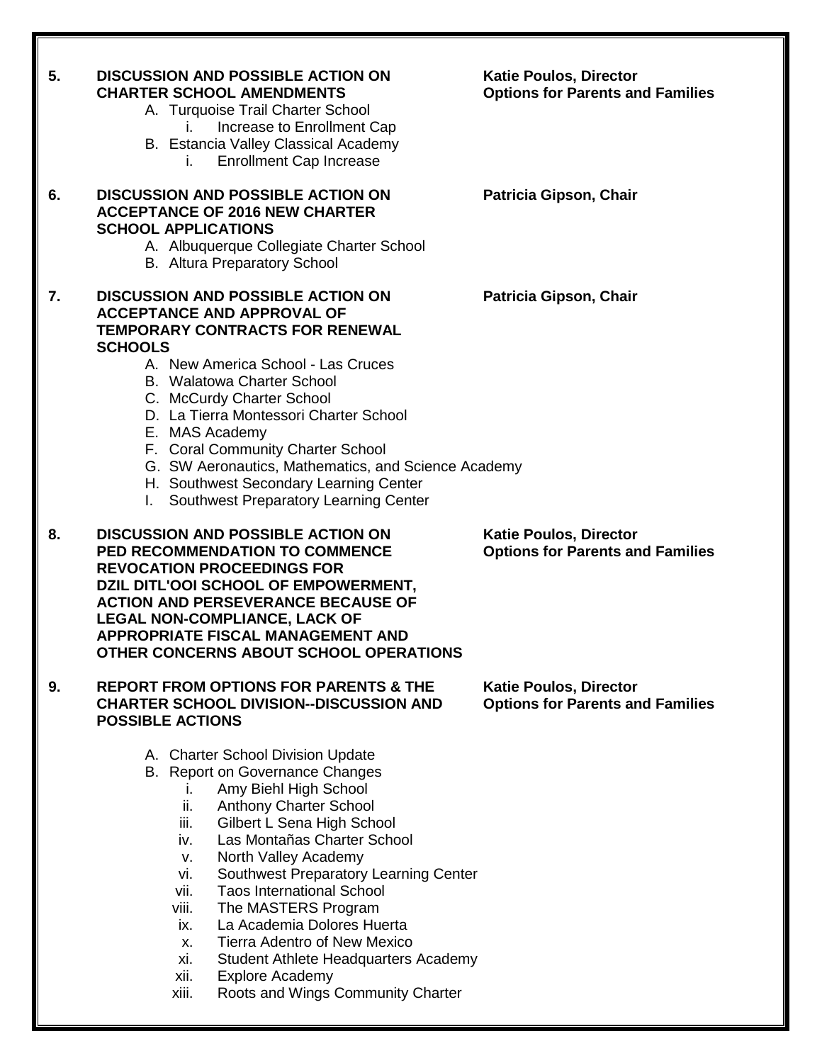**5. DISCUSSION AND POSSIBLE ACTION ON CHARTER SCHOOL AMENDMENTS** — **Katie Poulos, Director, Options for Parents and Families**

A. Turquoise Trail Charter School
   i. Increase to Enrollment Cap
B. Estancia Valley Classical Academy
   i. Enrollment Cap Increase

**6. DISCUSSION AND POSSIBLE ACTION ON ACCEPTANCE OF 2016 NEW CHARTER SCHOOL APPLICATIONS** — **Patricia Gipson, Chair**

A. Albuquerque Collegiate Charter School
B. Altura Preparatory School

**7. DISCUSSION AND POSSIBLE ACTION ON ACCEPTANCE AND APPROVAL OF TEMPORARY CONTRACTS FOR RENEWAL SCHOOLS** — **Patricia Gipson, Chair**

A. New America School - Las Cruces
B. Walatowa Charter School
C. McCurdy Charter School
D. La Tierra Montessori Charter School
E. MAS Academy
F. Coral Community Charter School
G. SW Aeronautics, Mathematics, and Science Academy
H. Southwest Secondary Learning Center
I. Southwest Preparatory Learning Center

**8. DISCUSSION AND POSSIBLE ACTION ON PED RECOMMENDATION TO COMMENCE REVOCATION PROCEEDINGS FOR DZIL DITL'OOI SCHOOL OF EMPOWERMENT, ACTION AND PERSEVERANCE BECAUSE OF LEGAL NON-COMPLIANCE, LACK OF APPROPRIATE FISCAL MANAGEMENT AND OTHER CONCERNS ABOUT SCHOOL OPERATIONS** — **Katie Poulos, Director, Options for Parents and Families**

**9. REPORT FROM OPTIONS FOR PARENTS & THE CHARTER SCHOOL DIVISION--DISCUSSION AND POSSIBLE ACTIONS** — **Katie Poulos, Director, Options for Parents and Families**

A. Charter School Division Update
B. Report on Governance Changes
   i. Amy Biehl High School
   ii. Anthony Charter School
   iii. Gilbert L Sena High School
   iv. Las Montañas Charter School
   v. North Valley Academy
   vi. Southwest Preparatory Learning Center
   vii. Taos International School
   viii. The MASTERS Program
   ix. La Academia Dolores Huerta
   x. Tierra Adentro of New Mexico
   xi. Student Athlete Headquarters Academy
   xii. Explore Academy
   xiii. Roots and Wings Community Charter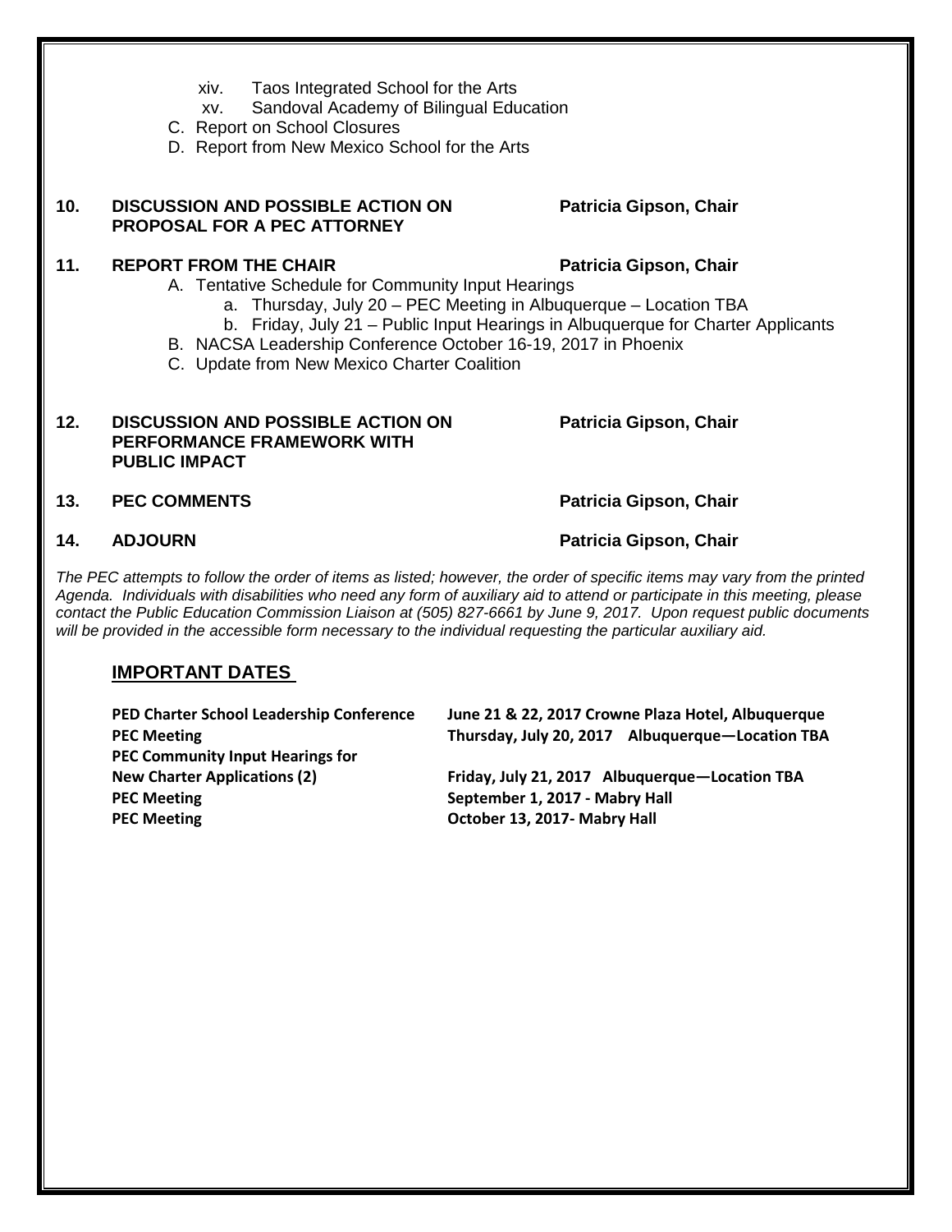xiv. Taos Integrated School for the Arts
xv. Sandoval Academy of Bilingual Education

C. Report on School Closures
D. Report from New Mexico School for the Arts

**10. DISCUSSION AND POSSIBLE ACTION ON PROPOSAL FOR A PEC ATTORNEY** — **Patricia Gipson, Chair**

**11. REPORT FROM THE CHAIR** — **Patricia Gipson, Chair**

A. Tentative Schedule for Community Input Hearings
   a. Thursday, July 20 – PEC Meeting in Albuquerque – Location TBA
   b. Friday, July 21 – Public Input Hearings in Albuquerque for Charter Applicants

B. NACSA Leadership Conference October 16-19, 2017 in Phoenix
C. Update from New Mexico Charter Coalition

**12. DISCUSSION AND POSSIBLE ACTION ON PERFORMANCE FRAMEWORK WITH PUBLIC IMPACT** — **Patricia Gipson, Chair**

**13. PEC COMMENTS** — **Patricia Gipson, Chair**

**14. ADJOURN** — **Patricia Gipson, Chair**

*The PEC attempts to follow the order of items as listed; however, the order of specific items may vary from the printed Agenda. Individuals with disabilities who need any form of auxiliary aid to attend or participate in this meeting, please contact the Public Education Commission Liaison at (505) 827-6661 by June 9, 2017. Upon request public documents will be provided in the accessible form necessary to the individual requesting the particular auxiliary aid.*

## IMPORTANT DATES

| | |
|---|---|
| **PED Charter School Leadership Conference** | **June 21 & 22, 2017 Crowne Plaza Hotel, Albuquerque** |
| **PEC Meeting** | **Thursday, July 20, 2017 Albuquerque—Location TBA** |
| **PEC Community Input Hearings for New Charter Applications (2)** | **Friday, July 21, 2017 Albuquerque—Location TBA** |
| **PEC Meeting** | **September 1, 2017 - Mabry Hall** |
| **PEC Meeting** | **October 13, 2017- Mabry Hall** |